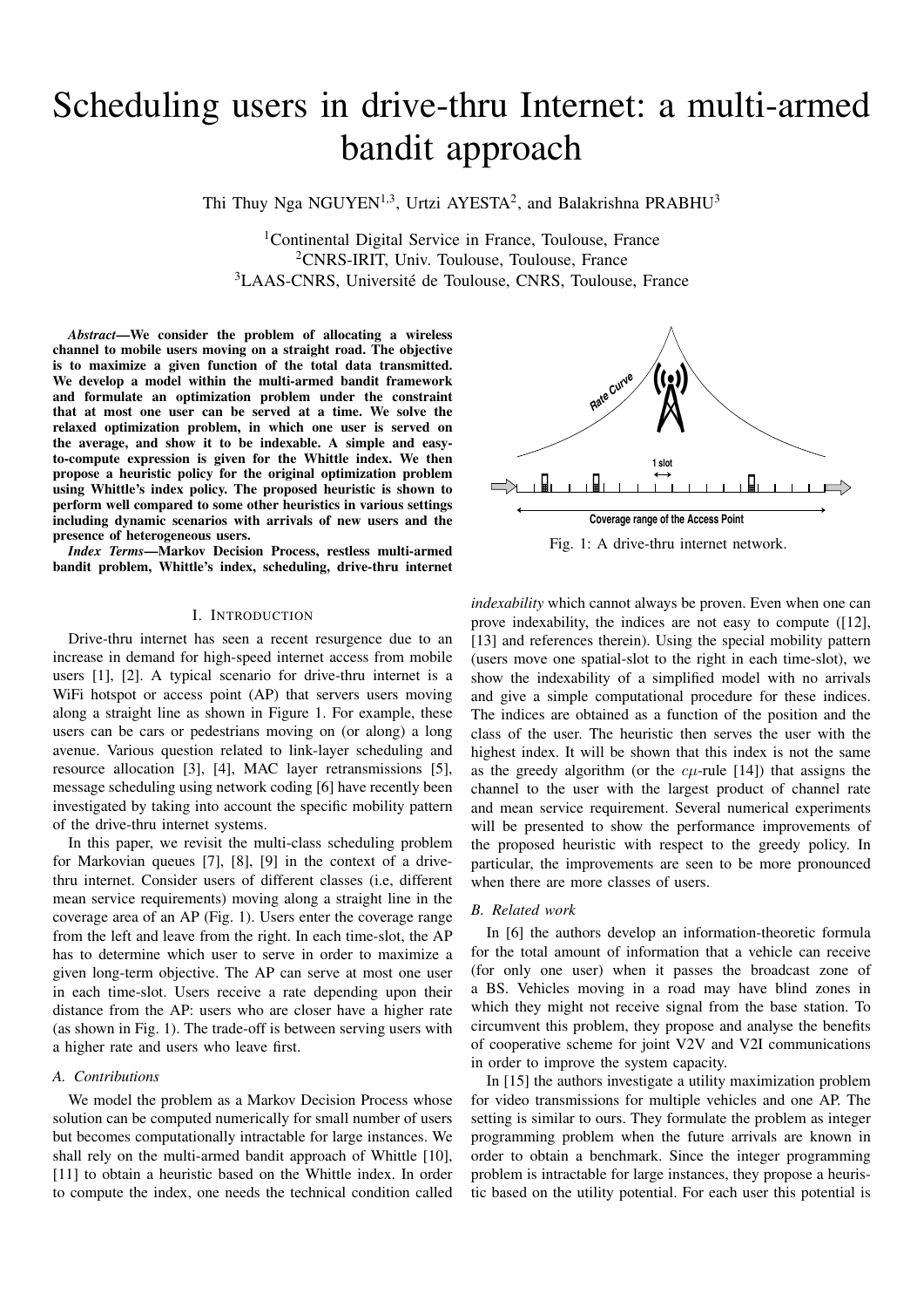# Scheduling users in drive-thru Internet: a multi-armed bandit approach

Thi Thuy Nga NGUYEN[1,3], Urtzi AYESTA[2], and Balakrishna PRABHU[3]

[1]Continental Digital Service in France, Toulouse, France
[2]CNRS-IRIT, Univ. Toulouse, Toulouse, France
[3]LAAS-CNRS, Université de Toulouse, CNRS, Toulouse, France

***Abstract*—We consider the problem of allocating a wireless channel to mobile users moving on a straight road. The objective is to maximize a given function of the total data transmitted. We develop a model within the multi-armed bandit framework and formulate an optimization problem under the constraint that at most one user can be served at a time. We solve the relaxed optimization problem, in which one user is served on the average, and show it to be indexable. A simple and easy-to-compute expression is given for the Whittle index. We then propose a heuristic policy for the original optimization problem using Whittle's index policy. The proposed heuristic is shown to perform well compared to some other heuristics in various settings including dynamic scenarios with arrivals of new users and the presence of heterogeneous users.**

***Index Terms*—Markov Decision Process, restless multi-armed bandit problem, Whittle's index, scheduling, drive-thru internet**

Fig. 1: A drive-thru internet network.

## I. Introduction

Drive-thru internet has seen a recent resurgence due to an increase in demand for high-speed internet access from mobile users [1], [2]. A typical scenario for drive-thru internet is a WiFi hotspot or access point (AP) that servers users moving along a straight line as shown in Figure 1. For example, these users can be cars or pedestrians moving on (or along) a long avenue. Various question related to link-layer scheduling and resource allocation [3], [4], MAC layer retransmissions [5], message scheduling using network coding [6] have recently been investigated by taking into account the specific mobility pattern of the drive-thru internet systems.

In this paper, we revisit the multi-class scheduling problem for Markovian queues [7], [8], [9] in the context of a drive-thru internet. Consider users of different classes (i.e, different mean service requirements) moving along a straight line in the coverage area of an AP (Fig. 1). Users enter the coverage range from the left and leave from the right. In each time-slot, the AP has to determine which user to serve in order to maximize a given long-term objective. The AP can serve at most one user in each time-slot. Users receive a rate depending upon their distance from the AP: users who are closer have a higher rate (as shown in Fig. 1). The trade-off is between serving users with a higher rate and users who leave first.

### A. Contributions

We model the problem as a Markov Decision Process whose solution can be computed numerically for small number of users but becomes computationally intractable for large instances. We shall rely on the multi-armed bandit approach of Whittle [10], [11] to obtain a heuristic based on the Whittle index. In order to compute the index, one needs the technical condition called *indexability* which cannot always be proven. Even when one can prove indexability, the indices are not easy to compute ([12], [13] and references therein). Using the special mobility pattern (users move one spatial-slot to the right in each time-slot), we show the indexability of a simplified model with no arrivals and give a simple computational procedure for these indices. The indices are obtained as a function of the position and the class of the user. The heuristic then serves the user with the highest index. It will be shown that this index is not the same as the greedy algorithm (or the $c\mu$-rule [14]) that assigns the channel to the user with the largest product of channel rate and mean service requirement. Several numerical experiments will be presented to show the performance improvements of the proposed heuristic with respect to the greedy policy. In particular, the improvements are seen to be more pronounced when there are more classes of users.

### B. Related work

In [6] the authors develop an information-theoretic formula for the total amount of information that a vehicle can receive (for only one user) when it passes the broadcast zone of a BS. Vehicles moving in a road may have blind zones in which they might not receive signal from the base station. To circumvent this problem, they propose and analyse the benefits of cooperative scheme for joint V2V and V2I communications in order to improve the system capacity.

In [15] the authors investigate a utility maximization problem for video transmissions for multiple vehicles and one AP. The setting is similar to ours. They formulate the problem as integer programming problem when the future arrivals are known in order to obtain a benchmark. Since the integer programming problem is intractable for large instances, they propose a heuristic based on the utility potential. For each user this potential is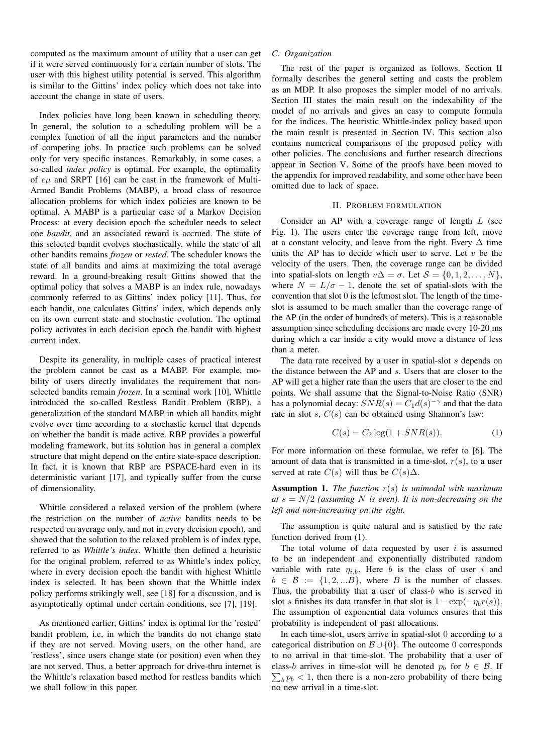computed as the maximum amount of utility that a user can get if it were served continuously for a certain number of slots. The user with this highest utility potential is served. This algorithm is similar to the Gittins' index policy which does not take into account the change in state of users.

Index policies have long been known in scheduling theory. In general, the solution to a scheduling problem will be a complex function of all the input parameters and the number of competing jobs. In practice such problems can be solved only for very specific instances. Remarkably, in some cases, a so-called *index policy* is optimal. For example, the optimality of $c\mu$ and SRPT [16] can be cast in the framework of Multi-Armed Bandit Problems (MABP), a broad class of resource allocation problems for which index policies are known to be optimal. A MABP is a particular case of a Markov Decision Process: at every decision epoch the scheduler needs to select one *bandit*, and an associated reward is accrued. The state of this selected bandit evolves stochastically, while the state of all other bandits remains *frozen* or *rested*. The scheduler knows the state of all bandits and aims at maximizing the total average reward. In a ground-breaking result Gittins showed that the optimal policy that solves a MABP is an index rule, nowadays commonly referred to as Gittins' index policy [11]. Thus, for each bandit, one calculates Gittins' index, which depends only on its own current state and stochastic evolution. The optimal policy activates in each decision epoch the bandit with highest current index.

Despite its generality, in multiple cases of practical interest the problem cannot be cast as a MABP. For example, mobility of users directly invalidates the requirement that non-selected bandits remain *frozen*. In a seminal work [10], Whittle introduced the so-called Restless Bandit Problem (RBP), a generalization of the standard MABP in which all bandits might evolve over time according to a stochastic kernel that depends on whether the bandit is made active. RBP provides a powerful modeling framework, but its solution has in general a complex structure that might depend on the entire state-space description. In fact, it is known that RBP are PSPACE-hard even in its deterministic variant [17], and typically suffer from the curse of dimensionality.

Whittle considered a relaxed version of the problem (where the restriction on the number of *active* bandits needs to be respected on average only, and not in every decision epoch), and showed that the solution to the relaxed problem is of index type, referred to as *Whittle's index*. Whittle then defined a heuristic for the original problem, referred to as Whittle's index policy, where in every decision epoch the bandit with highest Whittle index is selected. It has been shown that the Whittle index policy performs strikingly well, see [18] for a discussion, and is asymptotically optimal under certain conditions, see [7], [19].

As mentioned earlier, Gittins' index is optimal for the 'rested' bandit problem, i.e, in which the bandits do not change state if they are not served. Moving users, on the other hand, are 'restless', since users change state (or position) even when they are not served. Thus, a better approach for drive-thru internet is the Whittle's relaxation based method for restless bandits which we shall follow in this paper.

### C. Organization

The rest of the paper is organized as follows. Section II formally describes the general setting and casts the problem as an MDP. It also proposes the simpler model of no arrivals. Section III states the main result on the indexability of the model of no arrivals and gives an easy to compute formula for the indices. The heuristic Whittle-index policy based upon the main result is presented in Section IV. This section also contains numerical comparisons of the proposed policy with other policies. The conclusions and further research directions appear in Section V. Some of the proofs have been moved to the appendix for improved readability, and some other have been omitted due to lack of space.

## II. Problem formulation

Consider an AP with a coverage range of length $L$ (see Fig. 1). The users enter the coverage range from left, move at a constant velocity, and leave from the right. Every $\Delta$ time units the AP has to decide which user to serve. Let $v$ be the velocity of the users. Then, the coverage range can be divided into spatial-slots on length $v\Delta = \sigma$. Let $\mathcal{S} = \{0, 1, 2, \ldots, N\}$, where $N = L/\sigma - 1$, denote the set of spatial-slots with the convention that slot 0 is the leftmost slot. The length of the time-slot is assumed to be much smaller than the coverage range of the AP (in the order of hundreds of meters). This is a reasonable assumption since scheduling decisions are made every 10-20 ms during which a car inside a city would move a distance of less than a meter.

The data rate received by a user in spatial-slot $s$ depends on the distance between the AP and $s$. Users that are closer to the AP will get a higher rate than the users that are closer to the end points. We shall assume that the Signal-to-Noise Ratio (SNR) has a polynomial decay: $SNR(s) = C_1 d(s)^{-\gamma}$ and that the data rate in slot $s$, $C(s)$ can be obtained using Shannon's law:

$$C(s) = C_2 \log(1 + SNR(s)). \tag{1}$$

For more information on these formulae, we refer to [6]. The amount of data that is transmitted in a time-slot, $r(s)$, to a user served at rate $C(s)$ will thus be $C(s)\Delta$.

**Assumption 1.** *The function $r(s)$ is unimodal with maximum at $s = N/2$ (assuming $N$ is even). It is non-decreasing on the left and non-increasing on the right.*

The assumption is quite natural and is satisfied by the rate function derived from (1).

The total volume of data requested by user $i$ is assumed to be an independent and exponentially distributed random variable with rate $\eta_{i,b}$. Here $b$ is the class of user $i$ and $b \in \mathcal{B} := \{1, 2, \ldots B\}$, where $B$ is the number of classes. Thus, the probability that a user of class-$b$ who is served in slot $s$ finishes its data transfer in that slot is $1 - \exp(-\eta_b r(s))$. The assumption of exponential data volumes ensures that this probability is independent of past allocations.

In each time-slot, users arrive in spatial-slot 0 according to a categorical distribution on $\mathcal{B} \cup \{0\}$. The outcome 0 corresponds to no arrival in that time-slot. The probability that a user of class-$b$ arrives in time-slot will be denoted $p_b$ for $b \in \mathcal{B}$. If $\sum_b p_b < 1$, then there is a non-zero probability of there being no new arrival in a time-slot.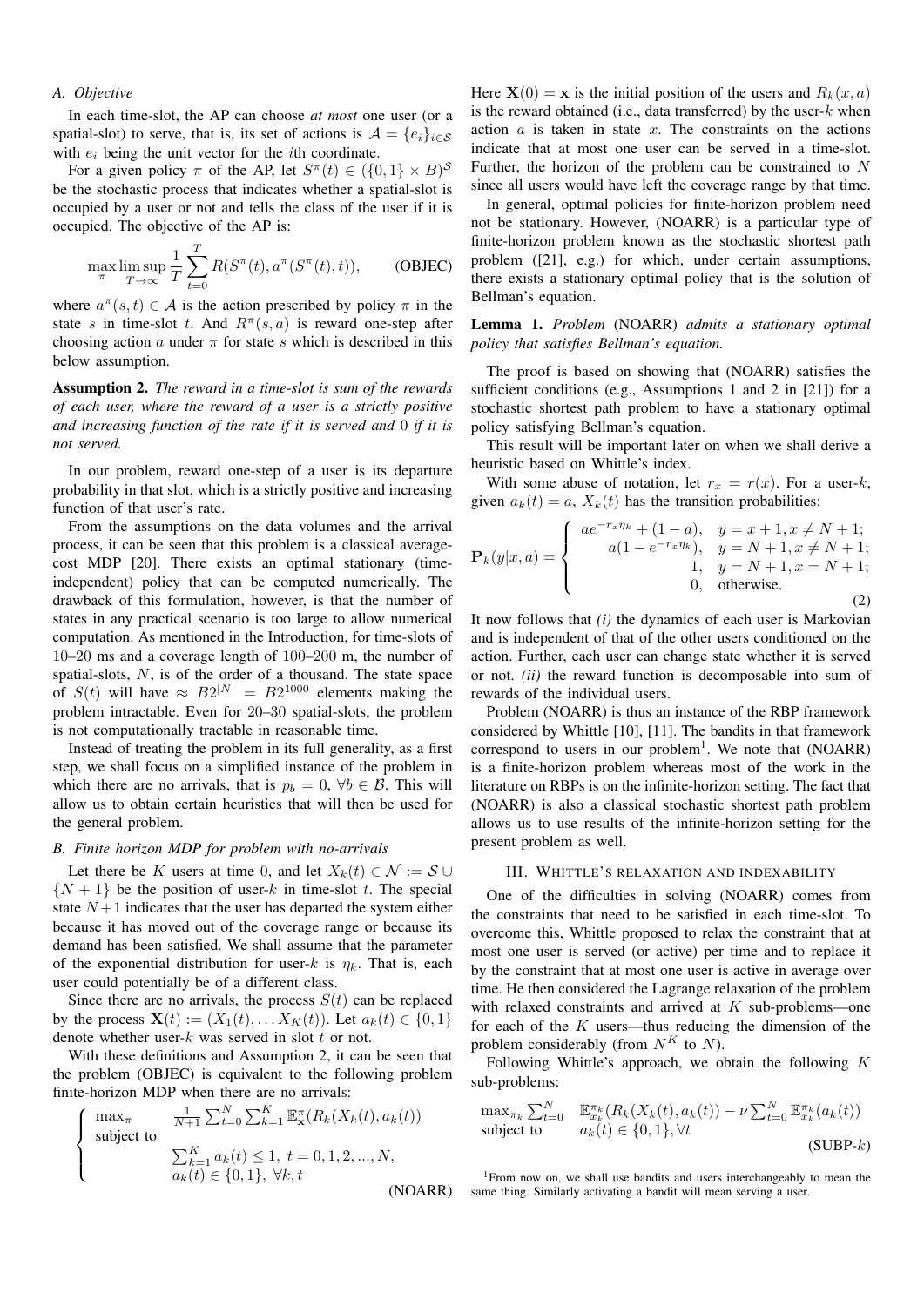### A. Objective

In each time-slot, the AP can choose *at most* one user (or a spatial-slot) to serve, that is, its set of actions is $\mathcal{A} = \{e_i\}_{i \in \mathcal{S}}$ with $e_i$ being the unit vector for the $i$th coordinate.

For a given policy $\pi$ of the AP, let $S^\pi(t) \in (\{0,1\} \times B)^{\mathcal{S}}$ be the stochastic process that indicates whether a spatial-slot is occupied by a user or not and tells the class of the user if it is occupied. The objective of the AP is:

$$\max_\pi \limsup_{T\to\infty} \frac{1}{T}\sum_{t=0}^{T} R(S^\pi(t), a^\pi(S^\pi(t), t)), \qquad \text{(OBJEC)}$$

where $a^\pi(s,t) \in \mathcal{A}$ is the action prescribed by policy $\pi$ in the state $s$ in time-slot $t$. And $R^\pi(s,a)$ is reward one-step after choosing action $a$ under $\pi$ for state $s$ which is described in this below assumption.

**Assumption 2.** *The reward in a time-slot is sum of the rewards of each user, where the reward of a user is a strictly positive and increasing function of the rate if it is served and 0 if it is not served.*

In our problem, reward one-step of a user is its departure probability in that slot, which is a strictly positive and increasing function of that user's rate.

From the assumptions on the data volumes and the arrival process, it can be seen that this problem is a classical average-cost MDP [20]. There exists an optimal stationary (time-independent) policy that can be computed numerically. The drawback of this formulation, however, is that the number of states in any practical scenario is too large to allow numerical computation. As mentioned in the Introduction, for time-slots of 10–20 ms and a coverage length of 100–200 m, the number of spatial-slots, $N$, is of the order of a thousand. The state space of $S(t)$ will have $\approx B2^{|N|} = B2^{1000}$ elements making the problem intractable. Even for 20–30 spatial-slots, the problem is not computationally tractable in reasonable time.

Instead of treating the problem in its full generality, as a first step, we shall focus on a simplified instance of the problem in which there are no arrivals, that is $p_b = 0$, $\forall b \in \mathcal{B}$. This will allow us to obtain certain heuristics that will then be used for the general problem.

### B. Finite horizon MDP for problem with no-arrivals

Let there be $K$ users at time 0, and let $X_k(t) \in \mathcal{N} := \mathcal{S} \cup \{N+1\}$ be the position of user-$k$ in time-slot $t$. The special state $N+1$ indicates that the user has departed the system either because it has moved out of the coverage range or because its demand has been satisfied. We shall assume that the parameter of the exponential distribution for user-$k$ is $\eta_k$. That is, each user could potentially be of a different class.

Since there are no arrivals, the process $S(t)$ can be replaced by the process $\mathbf{X}(t) := (X_1(t), \dots X_K(t))$. Let $a_k(t) \in \{0,1\}$ denote whether user-$k$ was served in slot $t$ or not.

With these definitions and Assumption 2, it can be seen that the problem (OBJEC) is equivalent to the following problem finite-horizon MDP when there are no arrivals:

$$\begin{cases} \max_\pi & \frac{1}{N+1}\sum_{t=0}^{N}\sum_{k=1}^{K} \mathbb{E}^\pi_{\mathbf{x}}(R_k(X_k(t), a_k(t)) \\ \text{subject to} & \\ & \sum_{k=1}^{K} a_k(t) \le 1,\ t = 0,1,2,...,N, \\ & a_k(t) \in \{0,1\},\ \forall k, t \end{cases} \qquad \text{(NOARR)}$$

Here $\mathbf{X}(0) = \mathbf{x}$ is the initial position of the users and $R_k(x,a)$ is the reward obtained (i.e., data transferred) by the user-$k$ when action $a$ is taken in state $x$. The constraints on the actions indicate that at most one user can be served in a time-slot. Further, the horizon of the problem can be constrained to $N$ since all users would have left the coverage range by that time.

In general, optimal policies for finite-horizon problem need not be stationary. However, (NOARR) is a particular type of finite-horizon problem known as the stochastic shortest path problem ([21], e.g.) for which, under certain assumptions, there exists a stationary optimal policy that is the solution of Bellman's equation.

**Lemma 1.** *Problem* (NOARR) *admits a stationary optimal policy that satisfies Bellman's equation.*

The proof is based on showing that (NOARR) satisfies the sufficient conditions (e.g., Assumptions 1 and 2 in [21]) for a stochastic shortest path problem to have a stationary optimal policy satisfying Bellman's equation.

This result will be important later on when we shall derive a heuristic based on Whittle's index.

With some abuse of notation, let $r_x = r(x)$. For a user-$k$, given $a_k(t) = a$, $X_k(t)$ has the transition probabilities:

$$\mathbf{P}_k(y|x,a) = \begin{cases} ae^{-r_x\eta_k} + (1-a), & y = x+1, x \neq N+1; \\ a(1-e^{-r_x\eta_k}), & y = N+1, x \neq N+1; \\ 1, & y = N+1, x = N+1; \\ 0, & \text{otherwise.} \end{cases} \qquad (2)$$

It now follows that *(i)* the dynamics of each user is Markovian and is independent of that of the other users conditioned on the action. Further, each user can change state whether it is served or not. *(ii)* the reward function is decomposable into sum of rewards of the individual users.

Problem (NOARR) is thus an instance of the RBP framework considered by Whittle [10], [11]. The bandits in that framework correspond to users in our problem[1]. We note that (NOARR) is a finite-horizon problem whereas most of the work in the literature on RBPs is on the infinite-horizon setting. The fact that (NOARR) is also a classical stochastic shortest path problem allows us to use results of the infinite-horizon setting for the present problem as well.

## III. Whittle's relaxation and indexability

One of the difficulties in solving (NOARR) comes from the constraints that need to be satisfied in each time-slot. To overcome this, Whittle proposed to relax the constraint that at most one user is served (or active) per time and to replace it by the constraint that at most one user is active in average over time. He then considered the Lagrange relaxation of the problem with relaxed constraints and arrived at $K$ sub-problems—one for each of the $K$ users—thus reducing the dimension of the problem considerably (from $N^K$ to $N$).

Following Whittle's approach, we obtain the following $K$ sub-problems:

$$\begin{array}{ll} \max_{\pi_k} \sum_{t=0}^{N} & \mathbb{E}^{\pi_k}_{x_k}(R_k(X_k(t), a_k(t)) - \nu \sum_{t=0}^{N} \mathbb{E}^{\pi_k}_{x_k}(a_k(t)) \\ \text{subject to} & a_k(t) \in \{0,1\}, \forall t \end{array} \qquad \text{(SUBP-}k\text{)}$$

[1] From now on, we shall use bandits and users interchangeably to mean the same thing. Similarly activating a bandit will mean serving a user.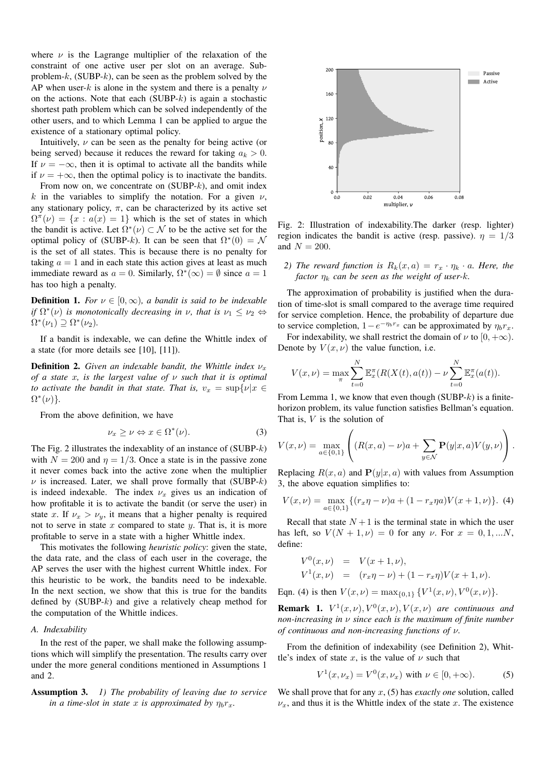where $\nu$ is the Lagrange multiplier of the relaxation of the constraint of one active user per slot on an average. Subproblem-$k$, (SUBP-$k$), can be seen as the problem solved by the AP when user-$k$ is alone in the system and there is a penalty $\nu$ on the actions. Note that each (SUBP-$k$) is again a stochastic shortest path problem which can be solved independently of the other users, and to which Lemma 1 can be applied to argue the existence of a stationary optimal policy.

Intuitively, $\nu$ can be seen as the penalty for being active (or being served) because it reduces the reward for taking $a_k > 0$. If $\nu = -\infty$, then it is optimal to activate all the bandits while if $\nu = +\infty$, then the optimal policy is to inactivate the bandits.

From now on, we concentrate on (SUBP-$k$), and omit index $k$ in the variables to simplify the notation. For a given $\nu$, any stationary policy, $\pi$, can be characterized by its active set $\Omega^\pi(\nu) = \{x : a(x) = 1\}$ which is the set of states in which the bandit is active. Let $\Omega^*(\nu) \subset \mathcal{N}$ to be the active set for the optimal policy of (SUBP-$k$). It can be seen that $\Omega^*(0) = \mathcal{N}$ is the set of all states. This is because there is no penalty for taking $a = 1$ and in each state this action gives at least as much immediate reward as $a = 0$. Similarly, $\Omega^*(\infty) = \emptyset$ since $a = 1$ has too high a penalty.

**Definition 1.** *For $\nu \in [0, \infty)$, a bandit is said to be indexable if $\Omega^*(\nu)$ is monotonically decreasing in $\nu$, that is $\nu_1 \leq \nu_2 \Leftrightarrow \Omega^*(\nu_1) \supseteq \Omega^*(\nu_2)$.*

If a bandit is indexable, we can define the Whittle index of a state (for more details see [10], [11]).

**Definition 2.** *Given an indexable bandit, the Whittle index $\nu_x$ of a state $x$, is the largest value of $\nu$ such that it is optimal to activate the bandit in that state. That is, $v_x = \sup\{\nu | x \in \Omega^*(\nu)\}$.*

From the above definition, we have

$$\nu_x \geq \nu \Leftrightarrow x \in \Omega^*(\nu). \tag{3}$$

The Fig. 2 illustrates the indexablity of an instance of (SUBP-$k$) with $N = 200$ and $\eta = 1/3$. Once a state is in the passive zone it never comes back into the active zone when the multiplier $\nu$ is increased. Later, we shall prove formally that (SUBP-$k$) is indeed indexable. The index $\nu_x$ gives us an indication of how profitable it is to activate the bandit (or serve the user) in state $x$. If $\nu_x > \nu_y$, it means that a higher penalty is required not to serve in state $x$ compared to state $y$. That is, it is more profitable to serve in a state with a higher Whittle index.

This motivates the following *heuristic policy*: given the state, the data rate, and the class of each user in the coverage, the AP serves the user with the highest current Whittle index. For this heuristic to work, the bandits need to be indexable. In the next section, we show that this is true for the bandits defined by (SUBP-$k$) and give a relatively cheap method for the computation of the Whittle indices.

### A. Indexability

In the rest of the paper, we shall make the following assumptions which will simplify the presentation. The results carry over under the more general conditions mentioned in Assumptions 1 and 2.

**Assumption 3.** *1) The probability of leaving due to service in a time-slot in state $x$ is approximated by $\eta_b r_x$.*

Fig. 2: Illustration of indexability.The darker (resp. lighter) region indicates the bandit is active (resp. passive). $\eta = 1/3$ and $N = 200$.

*2) The reward function is $R_k(x, a) = r_x \cdot \eta_k \cdot a$. Here, the factor $\eta_k$ can be seen as the weight of user-$k$.*

The approximation of probability is justified when the duration of time-slot is small compared to the average time required for service completion. Hence, the probability of departure due to service completion, $1 - e^{-\eta_b r_x}$ can be approximated by $\eta_b r_x$.

For indexability, we shall restrict the domain of $\nu$ to $[0, +\infty)$. Denote by $V(x, \nu)$ the value function, i.e.

$$V(x, \nu) = \max_\pi \sum_{t=0}^{N} \mathbb{E}_x^\pi (R(X(t), a(t)) - \nu \sum_{t=0}^{N} \mathbb{E}_x^\pi (a(t)).$$

From Lemma 1, we know that even though (SUBP-$k$) is a finite-horizon problem, its value function satisfies Bellman's equation. That is, $V$ is the solution of

$$V(x, \nu) = \max_{a \in \{0,1\}} \left( (R(x, a) - \nu)a + \sum_{y \in \mathcal{N}} \mathbf{P}(y|x, a) V(y, \nu) \right).$$

Replacing $R(x, a)$ and $\mathbf{P}(y|x, a)$ with values from Assumption 3, the above equation simplifies to:

$$V(x, \nu) = \max_{a \in \{0,1\}} \{(r_x \eta - \nu)a + (1 - r_x \eta a) V(x + 1, \nu)\}. \tag{4}$$

Recall that state $N + 1$ is the terminal state in which the user has left, so $V(N + 1, \nu) = 0$ for any $\nu$. For $x = 0, 1, ...N$, define:

$$\begin{aligned} V^0(x, \nu) &= V(x + 1, \nu), \\ V^1(x, \nu) &= (r_x \eta - \nu) + (1 - r_x \eta) V(x + 1, \nu). \end{aligned}$$

Eqn. (4) is then $V(x, \nu) = \max_{\{0,1\}} \{V^1(x, \nu), V^0(x, \nu)\}$.

**Remark 1.** *$V^1(x, \nu), V^0(x, \nu), V(x, \nu)$ are continuous and non-increasing in $\nu$ since each is the maximum of finite number of continuous and non-increasing functions of $\nu$.*

From the definition of indexability (see Definition 2), Whittle's index of state $x$, is the value of $\nu$ such that

$$V^1(x, \nu_x) = V^0(x, \nu_x) \text{ with } \nu \in [0, +\infty). \tag{5}$$

We shall prove that for any $x$, (5) has *exactly one* solution, called $\nu_x$, and thus it is the Whittle index of the state $x$. The existence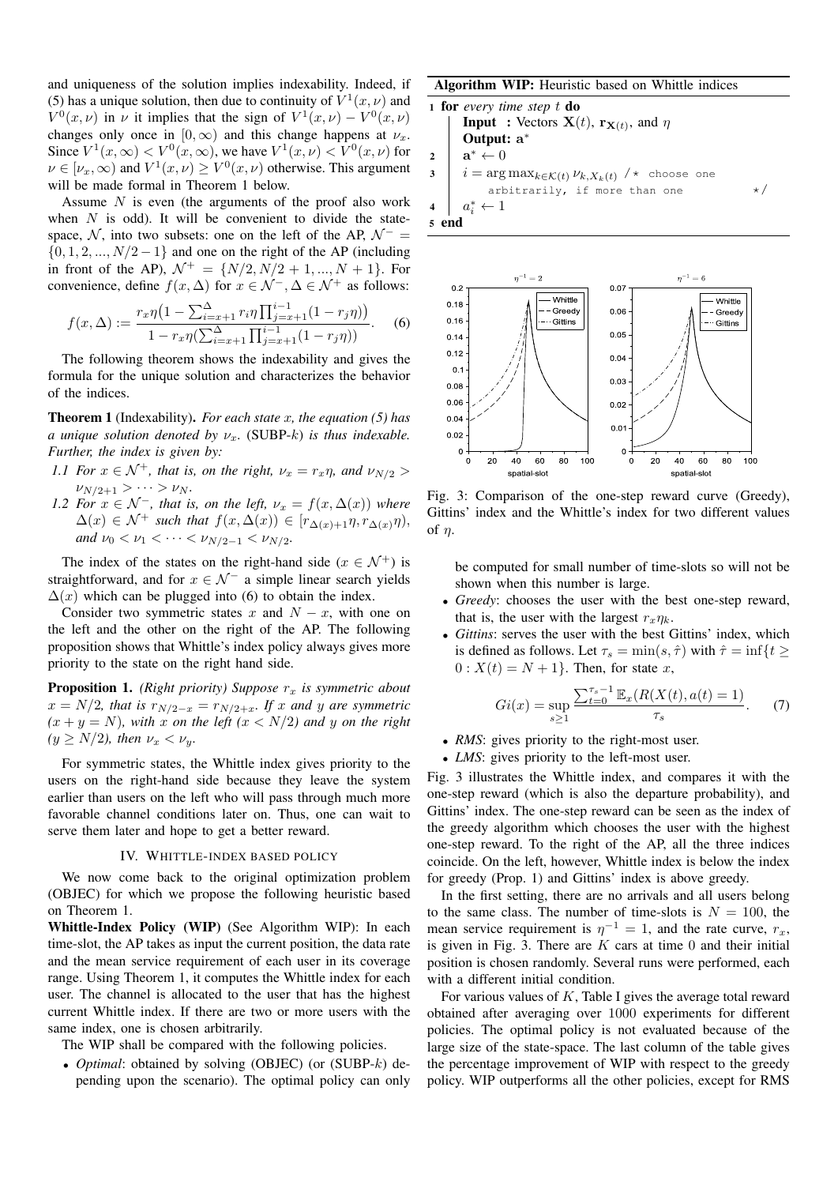and uniqueness of the solution implies indexability. Indeed, if (5) has a unique solution, then due to continuity of $V^1(x,\nu)$ and $V^0(x,\nu)$ in $\nu$ it implies that the sign of $V^1(x,\nu) - V^0(x,\nu)$ changes only once in $[0,\infty)$ and this change happens at $\nu_x$. Since $V^1(x,\infty) < V^0(x,\infty)$, we have $V^1(x,\nu) < V^0(x,\nu)$ for $\nu \in [\nu_x, \infty)$ and $V^1(x,\nu) \geq V^0(x,\nu)$ otherwise. This argument will be made formal in Theorem 1 below.

Assume $N$ is even (the arguments of the proof also work when $N$ is odd). It will be convenient to divide the state-space, $\mathcal{N}$, into two subsets: one on the left of the AP, $\mathcal{N}^- = \{0,1,2,...,N/2-1\}$ and one on the right of the AP (including in front of the AP), $\mathcal{N}^+ = \{N/2, N/2+1, ..., N+1\}$. For convenience, define $f(x,\Delta)$ for $x \in \mathcal{N}^-, \Delta \in \mathcal{N}^+$ as follows:

$$f(x,\Delta) := \frac{r_x\eta\big(1 - \sum_{i=x+1}^{\Delta} r_i\eta \prod_{j=x+1}^{i-1}(1-r_j\eta)\big)}{1 - r_x\eta(\sum_{i=x+1}^{\Delta}\prod_{j=x+1}^{i-1}(1-r_j\eta))}. \quad (6)$$

The following theorem shows the indexability and gives the formula for the unique solution and characterizes the behavior of the indices.

**Theorem 1** (Indexability). *For each state $x$, the equation (5) has a unique solution denoted by $\nu_x$.* (SUBP-$k$) *is thus indexable. Further, the index is given by:*

- *1.1 For $x \in \mathcal{N}^+$, that is, on the right, $\nu_x = r_x\eta$, and $\nu_{N/2} > \nu_{N/2+1} > \cdots > \nu_N$.*
- *1.2 For $x \in \mathcal{N}^-$, that is, on the left, $\nu_x = f(x, \Delta(x))$ where $\Delta(x) \in \mathcal{N}^+$ such that $f(x,\Delta(x)) \in [r_{\Delta(x)+1}\eta, r_{\Delta(x)}\eta)$, and $\nu_0 < \nu_1 < \cdots < \nu_{N/2-1} < \nu_{N/2}$.*

The index of the states on the right-hand side ($x \in \mathcal{N}^+$) is straightforward, and for $x \in \mathcal{N}^-$ a simple linear search yields $\Delta(x)$ which can be plugged into (6) to obtain the index.

Consider two symmetric states $x$ and $N-x$, with one on the left and the other on the right of the AP. The following proposition shows that Whittle's index policy always gives more priority to the state on the right hand side.

**Proposition 1.** *(Right priority) Suppose $r_x$ is symmetric about $x = N/2$, that is $r_{N/2-x} = r_{N/2+x}$. If $x$ and $y$ are symmetric ($x+y=N$), with $x$ on the left ($x < N/2$) and $y$ on the right ($y \geq N/2$), then $\nu_x < \nu_y$.*

For symmetric states, the Whittle index gives priority to the users on the right-hand side because they leave the system earlier than users on the left who will pass through much more favorable channel conditions later on. Thus, one can wait to serve them later and hope to get a better reward.

## IV. Whittle-index based policy

We now come back to the original optimization problem (OBJEC) for which we propose the following heuristic based on Theorem 1.

**Whittle-Index Policy (WIP)** (See Algorithm WIP): In each time-slot, the AP takes as input the current position, the data rate and the mean service requirement of each user in its coverage range. Using Theorem 1, it computes the Whittle index for each user. The channel is allocated to the user that has the highest current Whittle index. If there are two or more users with the same index, one is chosen arbitrarily.

The WIP shall be compared with the following policies.

- *Optimal*: obtained by solving (OBJEC) (or (SUBP-$k$) depending upon the scenario). The optimal policy can only be computed for small number of time-slots so will not be shown when this number is large.
- *Greedy*: chooses the user with the best one-step reward, that is, the user with the largest $r_x\eta_k$.
- *Gittins*: serves the user with the best Gittins' index, which is defined as follows. Let $\tau_s = \min(s, \hat{\tau})$ with $\hat{\tau} = \inf\{t \geq 0 : X(t) = N+1\}$. Then, for state $x$,

$$Gi(x) = \sup_{s \geq 1} \frac{\sum_{t=0}^{\tau_s - 1} \mathbb{E}_x(R(X(t), a(t) = 1)}{\tau_s}. \quad (7)$$

- *RMS*: gives priority to the right-most user.
- *LMS*: gives priority to the left-most user.

**Algorithm WIP:** Heuristic based on Whittle indices

```
1 for every time step t do
      Input  : Vectors X(t), r_X(t), and η
      Output: a*
2     a* ← 0
3     i = arg max_{k∈K(t)} ν_{k,X_k(t)}  /* choose one
          arbitrarily, if more than one          */
4     a*_i ← 1
5 end
```

Fig. 3: Comparison of the one-step reward curve (Greedy), Gittins' index and the Whittle's index for two different values of $\eta$.

Fig. 3 illustrates the Whittle index, and compares it with the one-step reward (which is also the departure probability), and Gittins' index. The one-step reward can be seen as the index of the greedy algorithm which chooses the user with the highest one-step reward. To the right of the AP, all the three indices coincide. On the left, however, Whittle index is below the index for greedy (Prop. 1) and Gittins' index is above greedy.

In the first setting, there are no arrivals and all users belong to the same class. The number of time-slots is $N = 100$, the mean service requirement is $\eta^{-1} = 1$, and the rate curve, $r_x$, is given in Fig. 3. There are $K$ cars at time 0 and their initial position is chosen randomly. Several runs were performed, each with a different initial condition.

For various values of $K$, Table I gives the average total reward obtained after averaging over 1000 experiments for different policies. The optimal policy is not evaluated because of the large size of the state-space. The last column of the table gives the percentage improvement of WIP with respect to the greedy policy. WIP outperforms all the other policies, except for RMS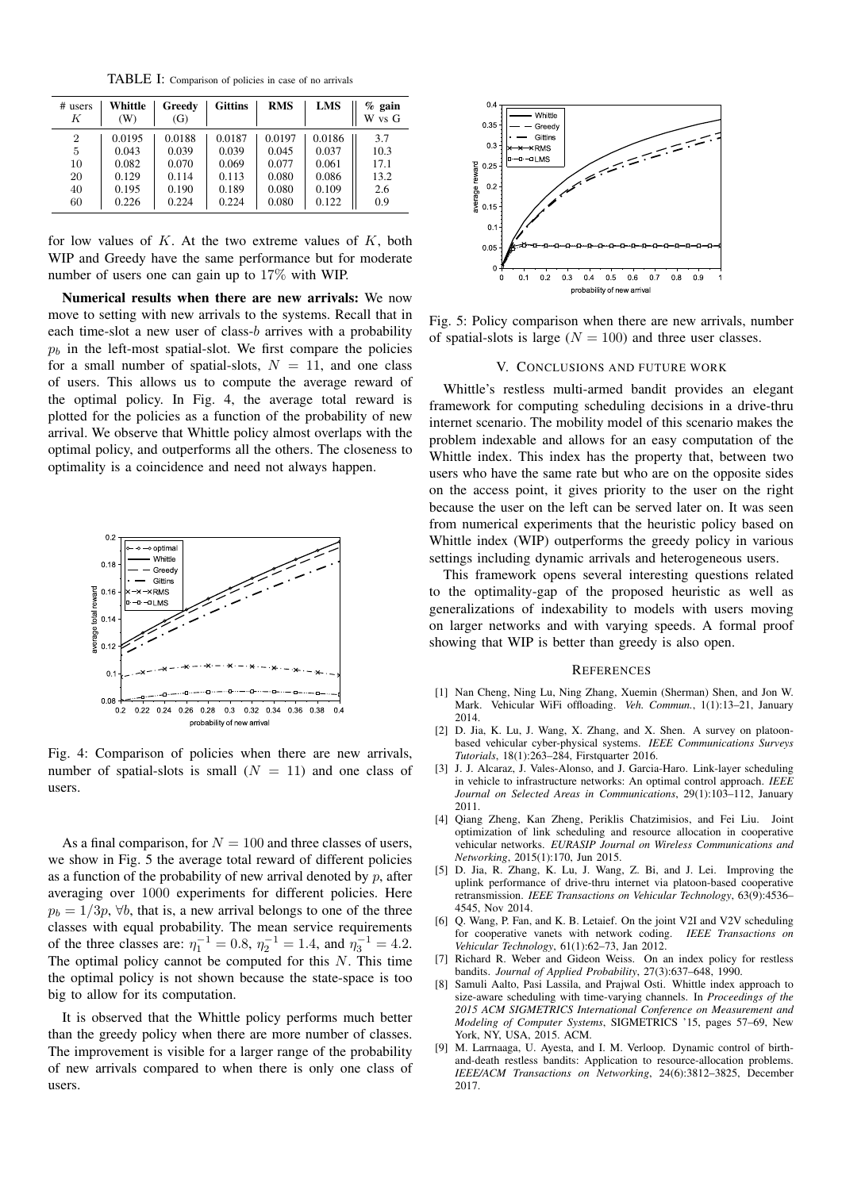TABLE I: Comparison of policies in case of no arrivals

| # users $K$ | Whittle (W) | Greedy (G) | Gittins | RMS | LMS | % gain W vs G |
|---|---|---|---|---|---|---|
| 2 | 0.0195 | 0.0188 | 0.0187 | 0.0197 | 0.0186 | 3.7 |
| 5 | 0.043 | 0.039 | 0.039 | 0.045 | 0.037 | 10.3 |
| 10 | 0.082 | 0.070 | 0.069 | 0.077 | 0.061 | 17.1 |
| 20 | 0.129 | 0.114 | 0.113 | 0.080 | 0.086 | 13.2 |
| 40 | 0.195 | 0.190 | 0.189 | 0.080 | 0.109 | 2.6 |
| 60 | 0.226 | 0.224 | 0.224 | 0.080 | 0.122 | 0.9 |

for low values of $K$. At the two extreme values of $K$, both WIP and Greedy have the same performance but for moderate number of users one can gain up to 17% with WIP.

**Numerical results when there are new arrivals:** We now move to setting with new arrivals to the systems. Recall that in each time-slot a new user of class-$b$ arrives with a probability $p_b$ in the left-most spatial-slot. We first compare the policies for a small number of spatial-slots, $N = 11$, and one class of users. This allows us to compute the average reward of the optimal policy. In Fig. 4, the average total reward is plotted for the policies as a function of the probability of new arrival. We observe that Whittle policy almost overlaps with the optimal policy, and outperforms all the others. The closeness to optimality is a coincidence and need not always happen.

Fig. 4: Comparison of policies when there are new arrivals, number of spatial-slots is small ($N = 11$) and one class of users.

As a final comparison, for $N = 100$ and three classes of users, we show in Fig. 5 the average total reward of different policies as a function of the probability of new arrival denoted by $p$, after averaging over 1000 experiments for different policies. Here $p_b = 1/3p$, $\forall b$, that is, a new arrival belongs to one of the three classes with equal probability. The mean service requirements of the three classes are: $\eta_1^{-1} = 0.8$, $\eta_2^{-1} = 1.4$, and $\eta_3^{-1} = 4.2$. The optimal policy cannot be computed for this $N$. This time the optimal policy is not shown because the state-space is too big to allow for its computation.

It is observed that the Whittle policy performs much better than the greedy policy when there are more number of classes. The improvement is visible for a larger range of the probability of new arrivals compared to when there is only one class of users.

Fig. 5: Policy comparison when there are new arrivals, number of spatial-slots is large ($N = 100$) and three user classes.

## V. Conclusions and Future Work

Whittle's restless multi-armed bandit provides an elegant framework for computing scheduling decisions in a drive-thru internet scenario. The mobility model of this scenario makes the problem indexable and allows for an easy computation of the Whittle index. This index has the property that, between two users who have the same rate but who are on the opposite sides on the access point, it gives priority to the user on the right because the user on the left can be served later on. It was seen from numerical experiments that the heuristic policy based on Whittle index (WIP) outperforms the greedy policy in various settings including dynamic arrivals and heterogeneous users.

This framework opens several interesting questions related to the optimality-gap of the proposed heuristic as well as generalizations of indexability to models with users moving on larger networks and with varying speeds. A formal proof showing that WIP is better than greedy is also open.

## References

[1] Nan Cheng, Ning Lu, Ning Zhang, Xuemin (Sherman) Shen, and Jon W. Mark. Vehicular WiFi offloading. *Veh. Commun.*, 1(1):13–21, January 2014.

[2] D. Jia, K. Lu, J. Wang, X. Zhang, and X. Shen. A survey on platoon-based vehicular cyber-physical systems. *IEEE Communications Surveys Tutorials*, 18(1):263–284, Firstquarter 2016.

[3] J. J. Alcaraz, J. Vales-Alonso, and J. Garcia-Haro. Link-layer scheduling in vehicle to infrastructure networks: An optimal control approach. *IEEE Journal on Selected Areas in Communications*, 29(1):103–112, January 2011.

[4] Qiang Zheng, Kan Zheng, Periklis Chatzimisios, and Fei Liu. Joint optimization of link scheduling and resource allocation in cooperative vehicular networks. *EURASIP Journal on Wireless Communications and Networking*, 2015(1):170, Jun 2015.

[5] D. Jia, R. Zhang, K. Lu, J. Wang, Z. Bi, and J. Lei. Improving the uplink performance of drive-thru internet via platoon-based cooperative retransmission. *IEEE Transactions on Vehicular Technology*, 63(9):4536–4545, Nov 2014.

[6] Q. Wang, P. Fan, and K. B. Letaief. On the joint V2I and V2V scheduling for cooperative vanets with network coding. *IEEE Transactions on Vehicular Technology*, 61(1):62–73, Jan 2012.

[7] Richard R. Weber and Gideon Weiss. On an index policy for restless bandits. *Journal of Applied Probability*, 27(3):637–648, 1990.

[8] Samuli Aalto, Pasi Lassila, and Prajwal Osti. Whittle index approach to size-aware scheduling with time-varying channels. In *Proceedings of the 2015 ACM SIGMETRICS International Conference on Measurement and Modeling of Computer Systems*, SIGMETRICS '15, pages 57–69, New York, NY, USA, 2015. ACM.

[9] M. Larrnaaga, U. Ayesta, and I. M. Verloop. Dynamic control of birth-and-death restless bandits: Application to resource-allocation problems. *IEEE/ACM Transactions on Networking*, 24(6):3812–3825, December 2017.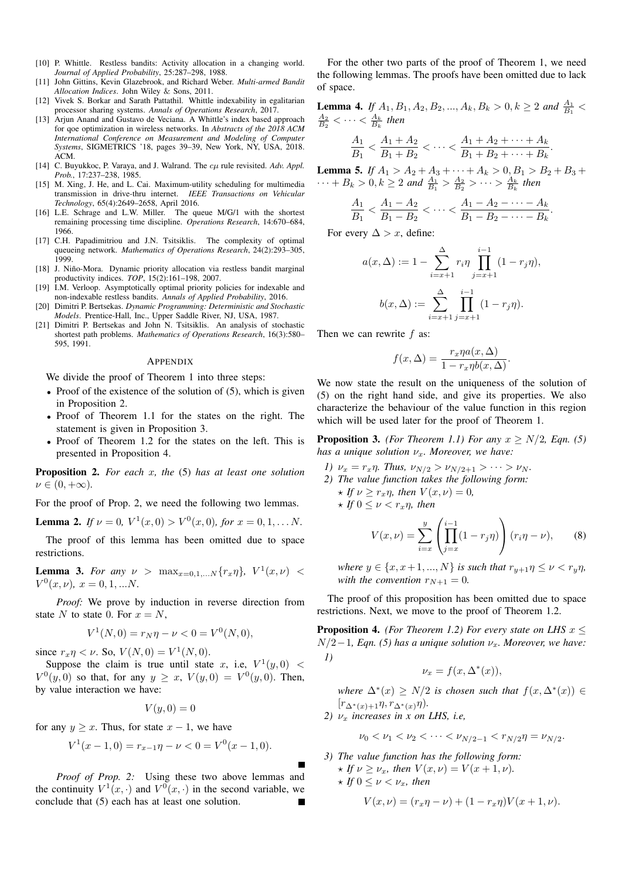[10] P. Whittle. Restless bandits: Activity allocation in a changing world. *Journal of Applied Probability*, 25:287–298, 1988.

[11] John Gittins, Kevin Glazebrook, and Richard Weber. *Multi-armed Bandit Allocation Indices*. John Wiley & Sons, 2011.

[12] Vivek S. Borkar and Sarath Pattathil. Whittle indexability in egalitarian processor sharing systems. *Annals of Operations Research*, 2017.

[13] Arjun Anand and Gustavo de Veciana. A Whittle's index based approach for qoe optimization in wireless networks. In *Abstracts of the 2018 ACM International Conference on Measurement and Modeling of Computer Systems*, SIGMETRICS '18, pages 39–39, New York, NY, USA, 2018. ACM.

[14] C. Buyukkoc, P. Varaya, and J. Walrand. The $c\mu$ rule revisited. *Adv. Appl. Prob.*, 17:237–238, 1985.

[15] M. Xing, J. He, and L. Cai. Maximum-utility scheduling for multimedia transmission in drive-thru internet. *IEEE Transactions on Vehicular Technology*, 65(4):2649–2658, April 2016.

[16] L.E. Schrage and L.W. Miller. The queue M/G/1 with the shortest remaining processing time discipline. *Operations Research*, 14:670–684, 1966.

[17] C.H. Papadimitriou and J.N. Tsitsiklis. The complexity of optimal queueing network. *Mathematics of Operations Research*, 24(2):293–305, 1999.

[18] J. Niño-Mora. Dynamic priority allocation via restless bandit marginal productivity indices. *TOP*, 15(2):161–198, 2007.

[19] I.M. Verloop. Asymptotically optimal priority policies for indexable and non-indexable restless bandits. *Annals of Applied Probability*, 2016.

[20] Dimitri P. Bertsekas. *Dynamic Programming: Deterministic and Stochastic Models*. Prentice-Hall, Inc., Upper Saddle River, NJ, USA, 1987.

[21] Dimitri P. Bertsekas and John N. Tsitsiklis. An analysis of stochastic shortest path problems. *Mathematics of Operations Research*, 16(3):580–595, 1991.

## APPENDIX

We divide the proof of Theorem 1 into three steps:

- Proof of the existence of the solution of (5), which is given in Proposition 2.
- Proof of Theorem 1.1 for the states on the right. The statement is given in Proposition 3.
- Proof of Theorem 1.2 for the states on the left. This is presented in Proposition 4.

**Proposition 2.** *For each $x$, the* (5) *has at least one solution $\nu \in (0, +\infty)$.*

For the proof of Prop. 2, we need the following two lemmas.

**Lemma 2.** *If $\nu = 0$, $V^1(x, 0) > V^0(x, 0)$, for $x = 0, 1, \ldots N$.*

The proof of this lemma has been omitted due to space restrictions.

**Lemma 3.** *For any $\nu > \max_{x=0,1,\ldots N}\{r_x\eta\}$, $V^1(x, \nu) < V^0(x, \nu)$, $x = 0, 1, ...N$.*

*Proof:* We prove by induction in reverse direction from state $N$ to state 0. For $x = N$,

$$V^1(N, 0) = r_N\eta - \nu < 0 = V^0(N, 0),$$

since $r_x\eta < \nu$. So, $V(N, 0) = V^1(N, 0)$.

Suppose the claim is true until state $x$, i.e, $V^1(y, 0) < V^0(y, 0)$ so that, for any $y \geq x$, $V(y, 0) = V^0(y, 0)$. Then, by value interaction we have:

$$V(y, 0) = 0$$

for any $y \geq x$. Thus, for state $x - 1$, we have

$$V^1(x - 1, 0) = r_{x-1}\eta - \nu < 0 = V^0(x - 1, 0).$$

∎

*Proof of Prop. 2:* Using these two above lemmas and the continuity $V^1(x, \cdot)$ and $V^0(x, \cdot)$ in the second variable, we conclude that (5) each has at least one solution. ∎

For the other two parts of the proof of Theorem 1, we need the following lemmas. The proofs have been omitted due to lack of space.

**Lemma 4.** *If $A_1, B_1, A_2, B_2, ..., A_k, B_k > 0, k \geq 2$ and $\frac{A_1}{B_1} < \frac{A_2}{B_2} < \cdots < \frac{A_k}{B_k}$ then*

$$\frac{A_1}{B_1} < \frac{A_1 + A_2}{B_1 + B_2} < \cdots < \frac{A_1 + A_2 + \cdots + A_k}{B_1 + B_2 + \cdots + B_k}.$$

**Lemma 5.** *If $A_1 > A_2 + A_3 + \cdots + A_k > 0, B_1 > B_2 + B_3 + \cdots + B_k > 0, k \geq 2$ and $\frac{A_1}{B_1} > \frac{A_2}{B_2} > \cdots > \frac{A_k}{B_k}$ then*

$$\frac{A_1}{B_1} < \frac{A_1 - A_2}{B_1 - B_2} < \cdots < \frac{A_1 - A_2 - \cdots - A_k}{B_1 - B_2 - \cdots - B_k}.$$

For every $\Delta > x$, define:

$$a(x, \Delta) := 1 - \sum_{i=x+1}^{\Delta} r_i\eta \prod_{j=x+1}^{i-1} (1 - r_j\eta),$$

$$b(x, \Delta) := \sum_{i=x+1}^{\Delta} \prod_{j=x+1}^{i-1} (1 - r_j\eta).$$

Then we can rewrite $f$ as:

$$f(x, \Delta) = \frac{r_x\eta a(x, \Delta)}{1 - r_x\eta b(x, \Delta)}.$$

We now state the result on the uniqueness of the solution of (5) on the right hand side, and give its properties. We also characterize the behaviour of the value function in this region which will be used later for the proof of Theorem 1.

**Proposition 3.** *(For Theorem 1.1) For any $x \geq N/2$, Eqn. (5) has a unique solution $\nu_x$. Moreover, we have:*

1) *$\nu_x = r_x\eta$. Thus, $\nu_{N/2} > \nu_{N/2+1} > \cdots > \nu_N$.*
2) *The value function takes the following form:*
   - *If $\nu \geq r_x\eta$, then $V(x, \nu) = 0$,*
   - *If $0 \leq \nu < r_x\eta$, then*

$$V(x, \nu) = \sum_{i=x}^{y} \left( \prod_{j=x}^{i-1} (1 - r_j\eta) \right) (r_i\eta - \nu), \qquad (8)$$

*where $y \in \{x, x+1, ..., N\}$ is such that $r_{y+1}\eta \leq \nu < r_y\eta$, with the convention $r_{N+1} = 0$.*

The proof of this proposition has been omitted due to space restrictions. Next, we move to the proof of Theorem 1.2.

**Proposition 4.** *(For Theorem 1.2) For every state on LHS $x \leq N/2 - 1$, Eqn. (5) has a unique solution $\nu_x$. Moreover, we have:*

1)
$$\nu_x = f(x, \Delta^*(x)),$$

*where $\Delta^*(x) \geq N/2$ is chosen such that $f(x, \Delta^*(x)) \in [r_{\Delta^*(x)+1}\eta, r_{\Delta^*(x)}\eta)$.*

2) *$\nu_x$ increases in $x$ on LHS, i.e,*

$$\nu_0 < \nu_1 < \nu_2 < \cdots < \nu_{N/2-1} < r_{N/2}\eta = \nu_{N/2}.$$

3) *The value function has the following form:*
   - *If $\nu \geq \nu_x$, then $V(x, \nu) = V(x + 1, \nu)$.*
   - *If $0 \leq \nu < \nu_x$, then*

$$V(x, \nu) = (r_x\eta - \nu) + (1 - r_x\eta)V(x + 1, \nu).$$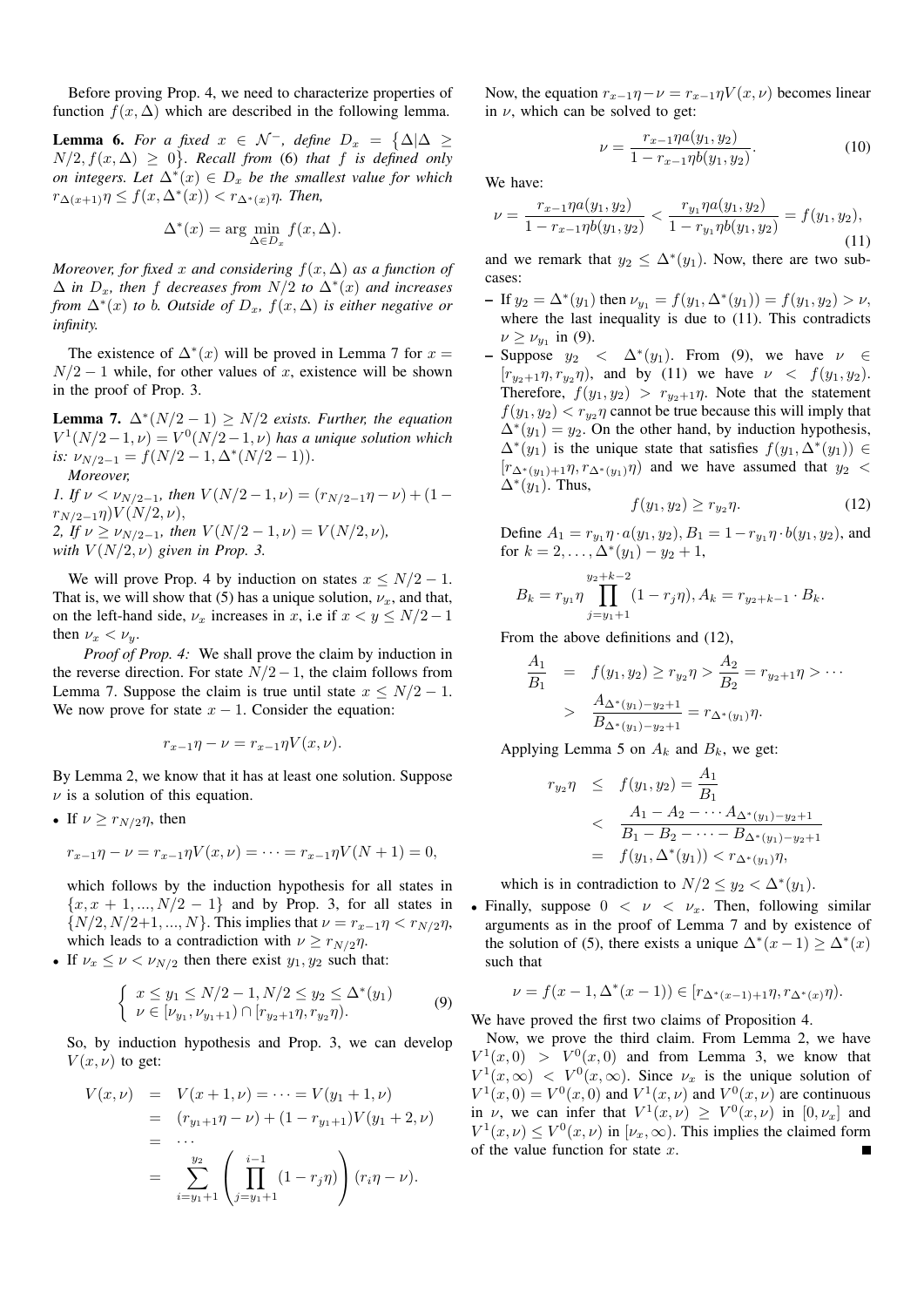Before proving Prop. 4, we need to characterize properties of function $f(x, \Delta)$ which are described in the following lemma.

**Lemma 6.** *For a fixed $x \in \mathcal{N}^-$, define $D_x = \{\Delta | \Delta \geq N/2, f(x, \Delta) \geq 0\}$. Recall from* (6) *that $f$ is defined only on integers. Let $\Delta^*(x) \in D_x$ be the smallest value for which $r_{\Delta(x+1)}\eta \leq f(x, \Delta^*(x)) < r_{\Delta^*(x)}\eta$. Then,*

$$\Delta^*(x) = \arg\min_{\Delta \in D_x} f(x, \Delta).$$

*Moreover, for fixed $x$ and considering $f(x, \Delta)$ as a function of $\Delta$ in $D_x$, then $f$ decreases from $N/2$ to $\Delta^*(x)$ and increases from $\Delta^*(x)$ to $b$. Outside of $D_x$, $f(x, \Delta)$ is either negative or infinity.*

The existence of $\Delta^*(x)$ will be proved in Lemma 7 for $x = N/2 - 1$ while, for other values of $x$, existence will be shown in the proof of Prop. 3.

**Lemma 7.** *$\Delta^*(N/2 - 1) \geq N/2$ exists. Further, the equation $V^1(N/2 - 1, \nu) = V^0(N/2 - 1, \nu)$ has a unique solution which is: $\nu_{N/2-1} = f(N/2 - 1, \Delta^*(N/2 - 1))$.*

*Moreover,*

*1. If $\nu < \nu_{N/2-1}$, then $V(N/2 - 1, \nu) = (r_{N/2-1}\eta - \nu) + (1 - r_{N/2-1}\eta)V(N/2, \nu)$,*

*2. If $\nu \geq \nu_{N/2-1}$, then $V(N/2 - 1, \nu) = V(N/2, \nu)$, with $V(N/2, \nu)$ given in Prop. 3.*

We will prove Prop. 4 by induction on states $x \leq N/2 - 1$. That is, we will show that (5) has a unique solution, $\nu_x$, and that, on the left-hand side, $\nu_x$ increases in $x$, i.e if $x < y \leq N/2 - 1$ then $\nu_x < \nu_y$.

*Proof of Prop. 4:* We shall prove the claim by induction in the reverse direction. For state $N/2 - 1$, the claim follows from Lemma 7. Suppose the claim is true until state $x \leq N/2 - 1$. We now prove for state $x - 1$. Consider the equation:

$$r_{x-1}\eta - \nu = r_{x-1}\eta V(x, \nu).$$

By Lemma 2, we know that it has at least one solution. Suppose $\nu$ is a solution of this equation.

- If $\nu \geq r_{N/2}\eta$, then

$$r_{x-1}\eta - \nu = r_{x-1}\eta V(x, \nu) = \cdots = r_{x-1}\eta V(N + 1) = 0,$$

which follows by the induction hypothesis for all states in $\{x, x + 1, ..., N/2 - 1\}$ and by Prop. 3, for all states in $\{N/2, N/2+1, ..., N\}$. This implies that $\nu = r_{x-1}\eta < r_{N/2}\eta$, which leads to a contradiction with $\nu \geq r_{N/2}\eta$.

- If $\nu_x \leq \nu < \nu_{N/2}$ then there exist $y_1, y_2$ such that:

$$\begin{cases} x \leq y_1 \leq N/2 - 1, N/2 \leq y_2 \leq \Delta^*(y_1) \\ \nu \in [\nu_{y_1}, \nu_{y_1+1}) \cap [r_{y_2+1}\eta, r_{y_2}\eta). \end{cases} \tag{9}$$

So, by induction hypothesis and Prop. 3, we can develop $V(x, \nu)$ to get:

$$\begin{aligned} V(x, \nu) &= V(x + 1, \nu) = \cdots = V(y_1 + 1, \nu) \\ &= (r_{y_1+1}\eta - \nu) + (1 - r_{y_1+1})V(y_1 + 2, \nu) \\ &= \cdots \\ &= \sum_{i=y_1+1}^{y_2} \left( \prod_{j=y_1+1}^{i-1} (1 - r_j\eta) \right) (r_i\eta - \nu). \end{aligned}$$

Now, the equation $r_{x-1}\eta - \nu = r_{x-1}\eta V(x, \nu)$ becomes linear in $\nu$, which can be solved to get:

$$\nu = \frac{r_{x-1}\eta a(y_1, y_2)}{1 - r_{x-1}\eta b(y_1, y_2)}. \tag{10}$$

We have:

$$\nu = \frac{r_{x-1}\eta a(y_1, y_2)}{1 - r_{x-1}\eta b(y_1, y_2)} < \frac{r_{y_1}\eta a(y_1, y_2)}{1 - r_{y_1}\eta b(y_1, y_2)} = f(y_1, y_2), \tag{11}$$

and we remark that $y_2 \leq \Delta^*(y_1)$. Now, there are two subcases:

- If $y_2 = \Delta^*(y_1)$ then $\nu_{y_1} = f(y_1, \Delta^*(y_1)) = f(y_1, y_2) > \nu$, where the last inequality is due to (11). This contradicts $\nu \geq \nu_{y_1}$ in (9).
- Suppose $y_2 < \Delta^*(y_1)$. From (9), we have $\nu \in [r_{y_2+1}\eta, r_{y_2}\eta)$, and by (11) we have $\nu < f(y_1, y_2)$. Therefore, $f(y_1, y_2) > r_{y_2+1}\eta$. Note that the statement $f(y_1, y_2) < r_{y_2}\eta$ cannot be true because this will imply that $\Delta^*(y_1) = y_2$. On the other hand, by induction hypothesis, $\Delta^*(y_1)$ is the unique state that satisfies $f(y_1, \Delta^*(y_1)) \in [r_{\Delta^*(y_1)+1}\eta, r_{\Delta^*(y_1)}\eta)$ and we have assumed that $y_2 < \Delta^*(y_1)$. Thus,

$$f(y_1, y_2) \geq r_{y_2}\eta. \tag{12}$$

Define $A_1 = r_{y_1}\eta \cdot a(y_1, y_2), B_1 = 1 - r_{y_1}\eta \cdot b(y_1, y_2)$, and for $k = 2, \ldots, \Delta^*(y_1) - y_2 + 1$,

$$B_k = r_{y_1}\eta \prod_{j=y_1+1}^{y_2+k-2} (1 - r_j\eta), A_k = r_{y_2+k-1} \cdot B_k.$$

From the above definitions and (12),

$$\begin{aligned} \frac{A_1}{B_1} &= f(y_1, y_2) \geq r_{y_2}\eta > \frac{A_2}{B_2} = r_{y_2+1}\eta > \cdots \\ &> \frac{A_{\Delta^*(y_1)-y_2+1}}{B_{\Delta^*(y_1)-y_2+1}} = r_{\Delta^*(y_1)}\eta. \end{aligned}$$

Applying Lemma 5 on $A_k$ and $B_k$, we get:

$$\begin{aligned} r_{y_2}\eta &\leq f(y_1, y_2) = \frac{A_1}{B_1} \\ &< \frac{A_1 - A_2 - \cdots A_{\Delta^*(y_1)-y_2+1}}{B_1 - B_2 - \cdots - B_{\Delta^*(y_1)-y_2+1}} \\ &= f(y_1, \Delta^*(y_1)) < r_{\Delta^*(y_1)}\eta, \end{aligned}$$

which is in contradiction to $N/2 \leq y_2 < \Delta^*(y_1)$.

- Finally, suppose $0 < \nu < \nu_x$. Then, following similar arguments as in the proof of Lemma 7 and by existence of the solution of (5), there exists a unique $\Delta^*(x - 1) \geq \Delta^*(x)$ such that

$$\nu = f(x - 1, \Delta^*(x - 1)) \in [r_{\Delta^*(x-1)+1}\eta, r_{\Delta^*(x)}\eta).$$

We have proved the first two claims of Proposition 4.

Now, we prove the third claim. From Lemma 2, we have $V^1(x, 0) > V^0(x, 0)$ and from Lemma 3, we know that $V^1(x, \infty) < V^0(x, \infty)$. Since $\nu_x$ is the unique solution of $V^1(x, 0) = V^0(x, 0)$ and $V^1(x, \nu)$ and $V^0(x, \nu)$ are continuous in $\nu$, we can infer that $V^1(x, \nu) \geq V^0(x, \nu)$ in $[0, \nu_x]$ and $V^1(x, \nu) \leq V^0(x, \nu)$ in $[\nu_x, \infty)$. This implies the claimed form of the value function for state $x$. ∎